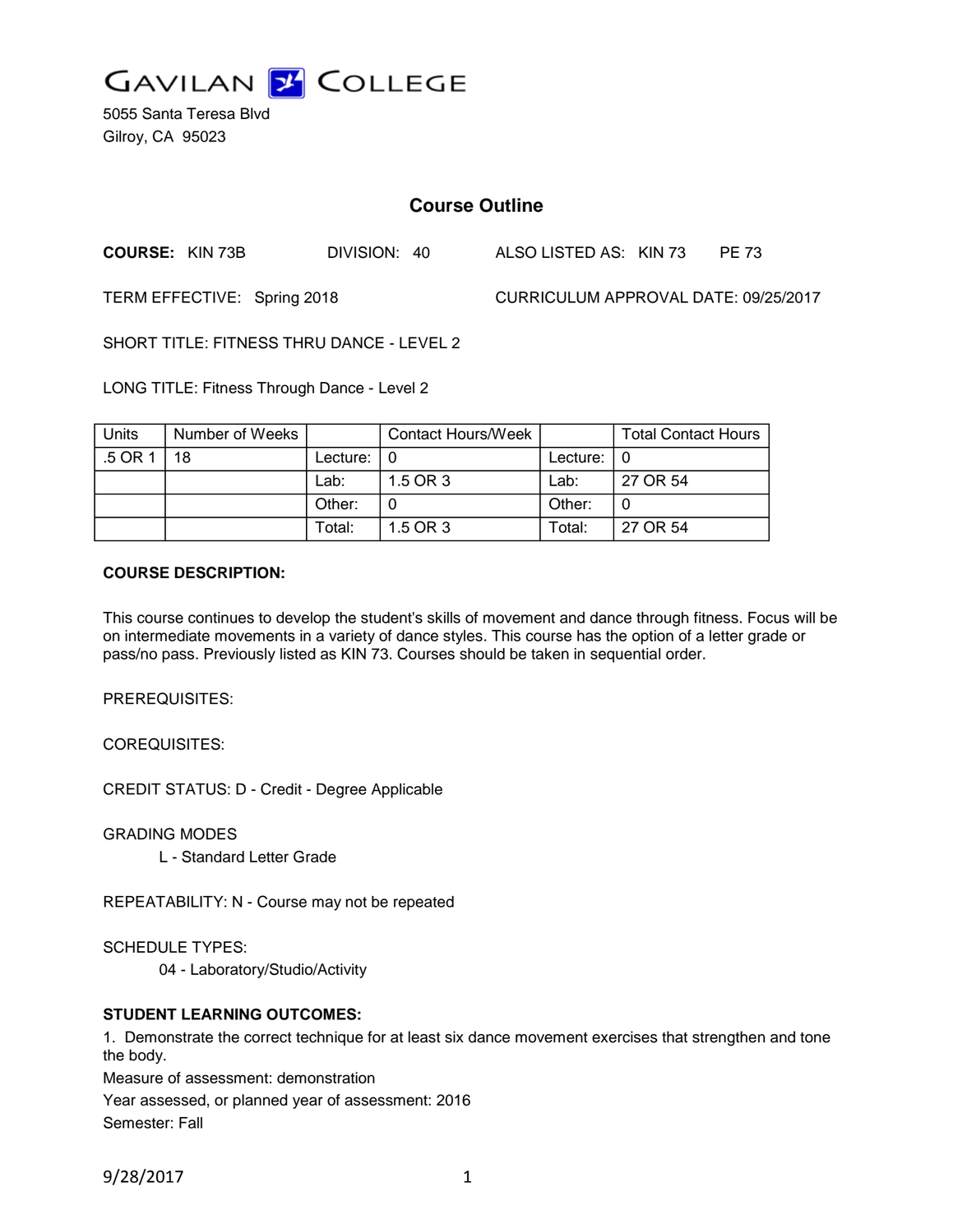# GAVILAN COLLEGE

5055 Santa Teresa Blvd
Gilroy, CA 95023

## Course Outline

**COURSE:** KIN 73B DIVISION: 40 ALSO LISTED AS: KIN 73 PE 73

TERM EFFECTIVE: Spring 2018 CURRICULUM APPROVAL DATE: 09/25/2017

SHORT TITLE: FITNESS THRU DANCE - LEVEL 2

LONG TITLE: Fitness Through Dance - Level 2

| Units | Number of Weeks | | Contact Hours/Week | | Total Contact Hours |
|---|---|---|---|---|---|
| .5 OR 1 | 18 | Lecture: | 0 | Lecture: | 0 |
| | | Lab: | 1.5 OR 3 | Lab: | 27 OR 54 |
| | | Other: | 0 | Other: | 0 |
| | | Total: | 1.5 OR 3 | Total: | 27 OR 54 |

**COURSE DESCRIPTION:**

This course continues to develop the student's skills of movement and dance through fitness. Focus will be on intermediate movements in a variety of dance styles. This course has the option of a letter grade or pass/no pass. Previously listed as KIN 73. Courses should be taken in sequential order.

PREREQUISITES:

COREQUISITES:

CREDIT STATUS: D - Credit - Degree Applicable

GRADING MODES
 L - Standard Letter Grade

REPEATABILITY: N - Course may not be repeated

SCHEDULE TYPES:
 04 - Laboratory/Studio/Activity

**STUDENT LEARNING OUTCOMES:**

1. Demonstrate the correct technique for at least six dance movement exercises that strengthen and tone the body.
Measure of assessment: demonstration
Year assessed, or planned year of assessment: 2016
Semester: Fall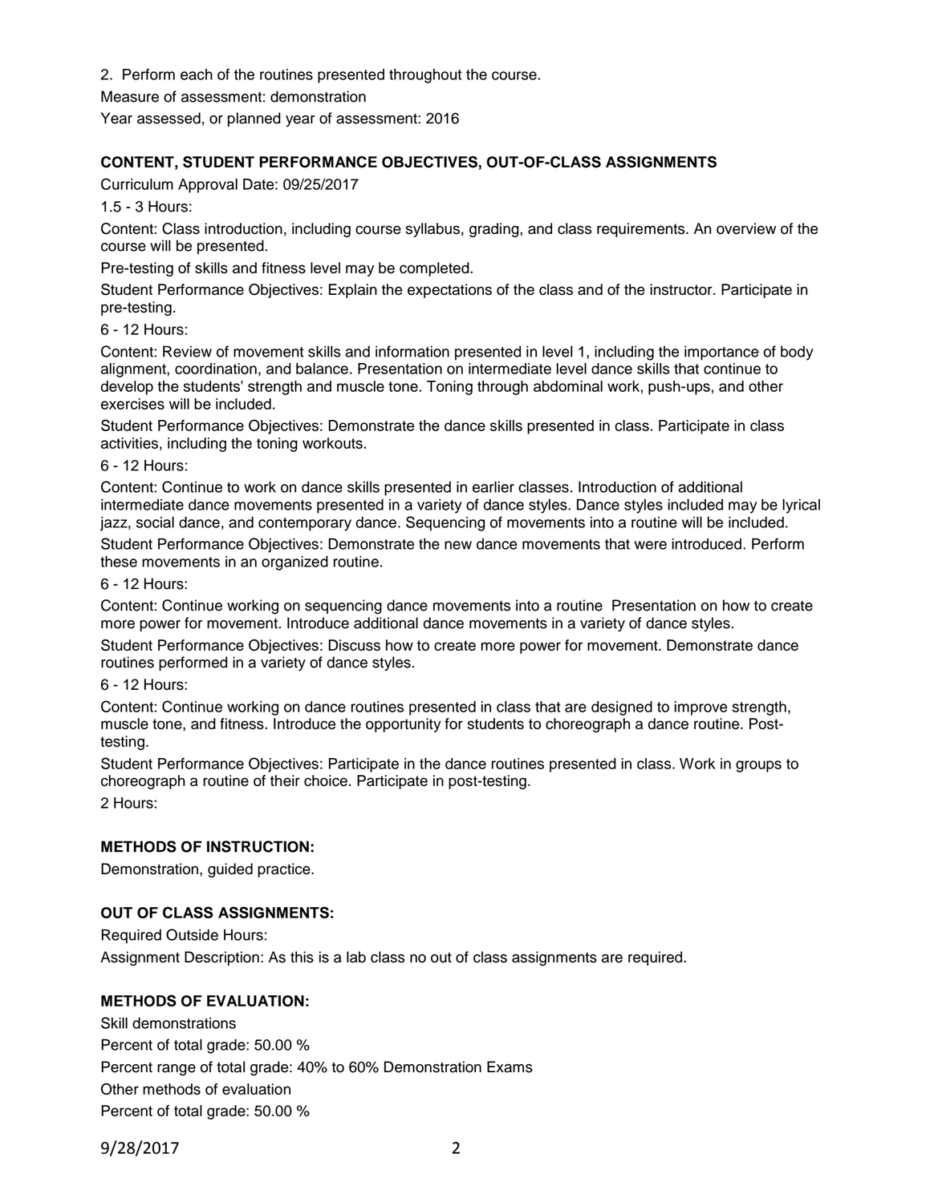2. Perform each of the routines presented throughout the course.

Measure of assessment: demonstration

Year assessed, or planned year of assessment: 2016

## CONTENT, STUDENT PERFORMANCE OBJECTIVES, OUT-OF-CLASS ASSIGNMENTS

Curriculum Approval Date: 09/25/2017

1.5 - 3 Hours:

Content: Class introduction, including course syllabus, grading, and class requirements. An overview of the course will be presented.

Pre-testing of skills and fitness level may be completed.

Student Performance Objectives: Explain the expectations of the class and of the instructor. Participate in pre-testing.

6 - 12 Hours:

Content: Review of movement skills and information presented in level 1, including the importance of body alignment, coordination, and balance. Presentation on intermediate level dance skills that continue to develop the students' strength and muscle tone. Toning through abdominal work, push-ups, and other exercises will be included.

Student Performance Objectives: Demonstrate the dance skills presented in class. Participate in class activities, including the toning workouts.

6 - 12 Hours:

Content: Continue to work on dance skills presented in earlier classes. Introduction of additional intermediate dance movements presented in a variety of dance styles. Dance styles included may be lyrical jazz, social dance, and contemporary dance. Sequencing of movements into a routine will be included.

Student Performance Objectives: Demonstrate the new dance movements that were introduced. Perform these movements in an organized routine.

6 - 12 Hours:

Content: Continue working on sequencing dance movements into a routine Presentation on how to create more power for movement. Introduce additional dance movements in a variety of dance styles.

Student Performance Objectives: Discuss how to create more power for movement. Demonstrate dance routines performed in a variety of dance styles.

6 - 12 Hours:

Content: Continue working on dance routines presented in class that are designed to improve strength, muscle tone, and fitness. Introduce the opportunity for students to choreograph a dance routine. Post-testing.

Student Performance Objectives: Participate in the dance routines presented in class. Work in groups to choreograph a routine of their choice. Participate in post-testing.

2 Hours:

## METHODS OF INSTRUCTION:

Demonstration, guided practice.

## OUT OF CLASS ASSIGNMENTS:

Required Outside Hours:

Assignment Description: As this is a lab class no out of class assignments are required.

## METHODS OF EVALUATION:

Skill demonstrations

Percent of total grade: 50.00 %

Percent range of total grade: 40% to 60% Demonstration Exams

Other methods of evaluation

Percent of total grade: 50.00 %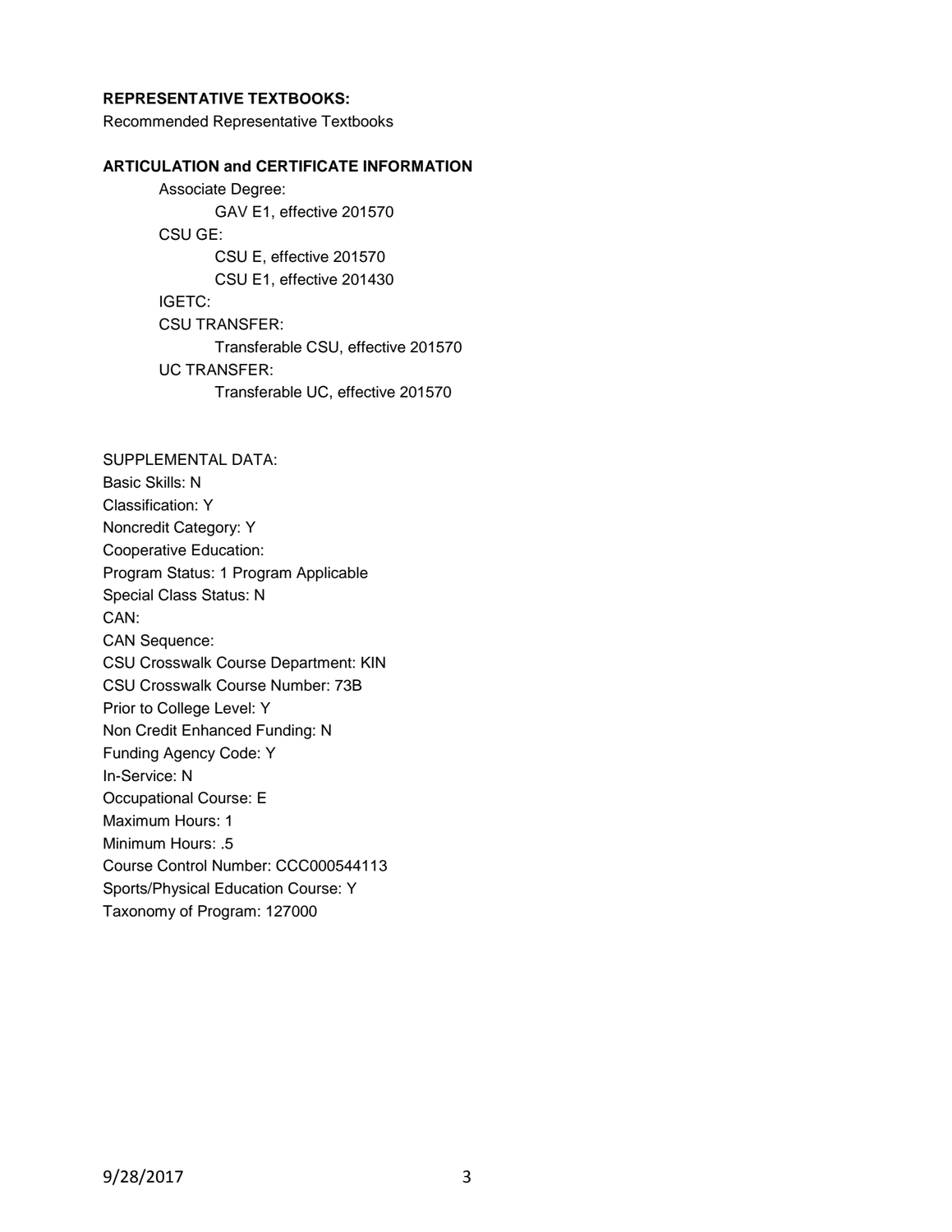**REPRESENTATIVE TEXTBOOKS:**

Recommended Representative Textbooks

**ARTICULATION and CERTIFICATE INFORMATION**

Associate Degree:
- GAV E1, effective 201570

CSU GE:
- CSU E, effective 201570
- CSU E1, effective 201430

IGETC:

CSU TRANSFER:
- Transferable CSU, effective 201570

UC TRANSFER:
- Transferable UC, effective 201570

SUPPLEMENTAL DATA:
Basic Skills: N
Classification: Y
Noncredit Category: Y
Cooperative Education:
Program Status: 1 Program Applicable
Special Class Status: N
CAN:
CAN Sequence:
CSU Crosswalk Course Department: KIN
CSU Crosswalk Course Number: 73B
Prior to College Level: Y
Non Credit Enhanced Funding: N
Funding Agency Code: Y
In-Service: N
Occupational Course: E
Maximum Hours: 1
Minimum Hours: .5
Course Control Number: CCC000544113
Sports/Physical Education Course: Y
Taxonomy of Program: 127000